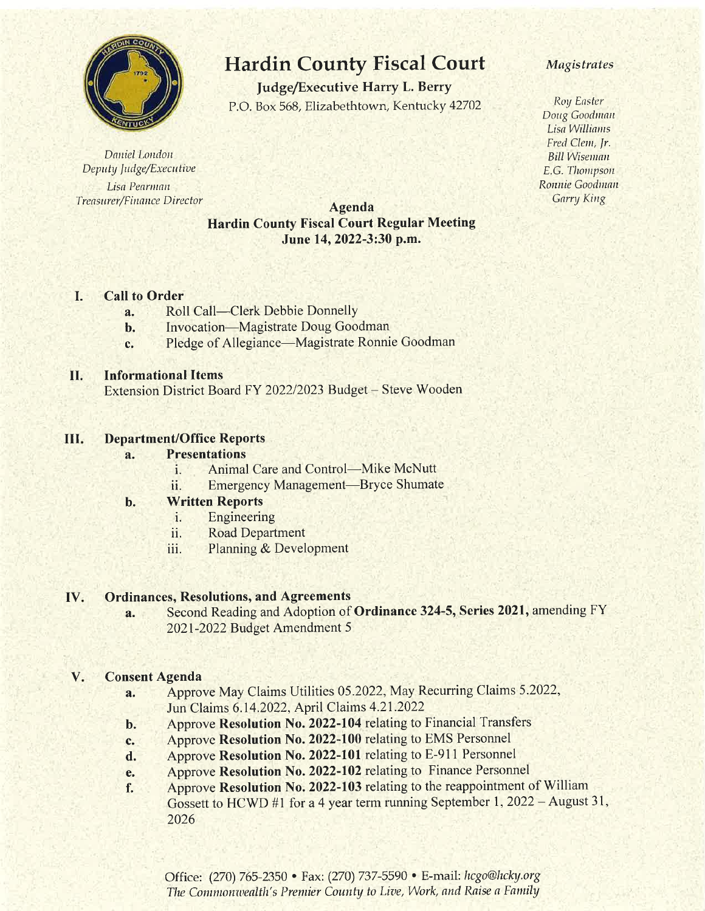# Hardin County Fiscal Court

**Judge/Executive Harry L. Berry**
P.O. Box 568, Elizabethtown, Kentucky 42702

*Daniel London*
*Deputy Judge/Executive*

*Lisa Pearman*
*Treasurer/Finance Director*

***Magistrates***

*Roy Easter*
*Doug Goodman*
*Lisa Williams*
*Fred Clem, Jr.*
*Bill Wiseman*
*E.G. Thompson*
*Ronnie Goodman*
*Garry King*

## Agenda
## Hardin County Fiscal Court Regular Meeting
## June 14, 2022-3:30 p.m.

### I. Call to Order

- a. Roll Call—Clerk Debbie Donnelly
- b. Invocation—Magistrate Doug Goodman
- c. Pledge of Allegiance—Magistrate Ronnie Goodman

### II. Informational Items

Extension District Board FY 2022/2023 Budget – Steve Wooden

### III. Department/Office Reports

- a. **Presentations**
  - i. Animal Care and Control—Mike McNutt
  - ii. Emergency Management—Bryce Shumate
- b. **Written Reports**
  - i. Engineering
  - ii. Road Department
  - iii. Planning & Development

### IV. Ordinances, Resolutions, and Agreements

- a. Second Reading and Adoption of **Ordinance 324-5, Series 2021,** amending FY 2021-2022 Budget Amendment 5

### V. Consent Agenda

- a. Approve May Claims Utilities 05.2022, May Recurring Claims 5.2022, Jun Claims 6.14.2022, April Claims 4.21.2022
- b. Approve **Resolution No. 2022-104** relating to Financial Transfers
- c. Approve **Resolution No. 2022-100** relating to EMS Personnel
- d. Approve **Resolution No. 2022-101** relating to E-911 Personnel
- e. Approve **Resolution No. 2022-102** relating to Finance Personnel
- f. Approve **Resolution No. 2022-103** relating to the reappointment of William Gossett to HCWD #1 for a 4 year term running September 1, 2022 – August 31, 2026

Office: (270) 765-2350 • Fax: (270) 737-5590 • E-mail: *hcgo@hcky.org*
*The Commonwealth's Premier County to Live, Work, and Raise a Family*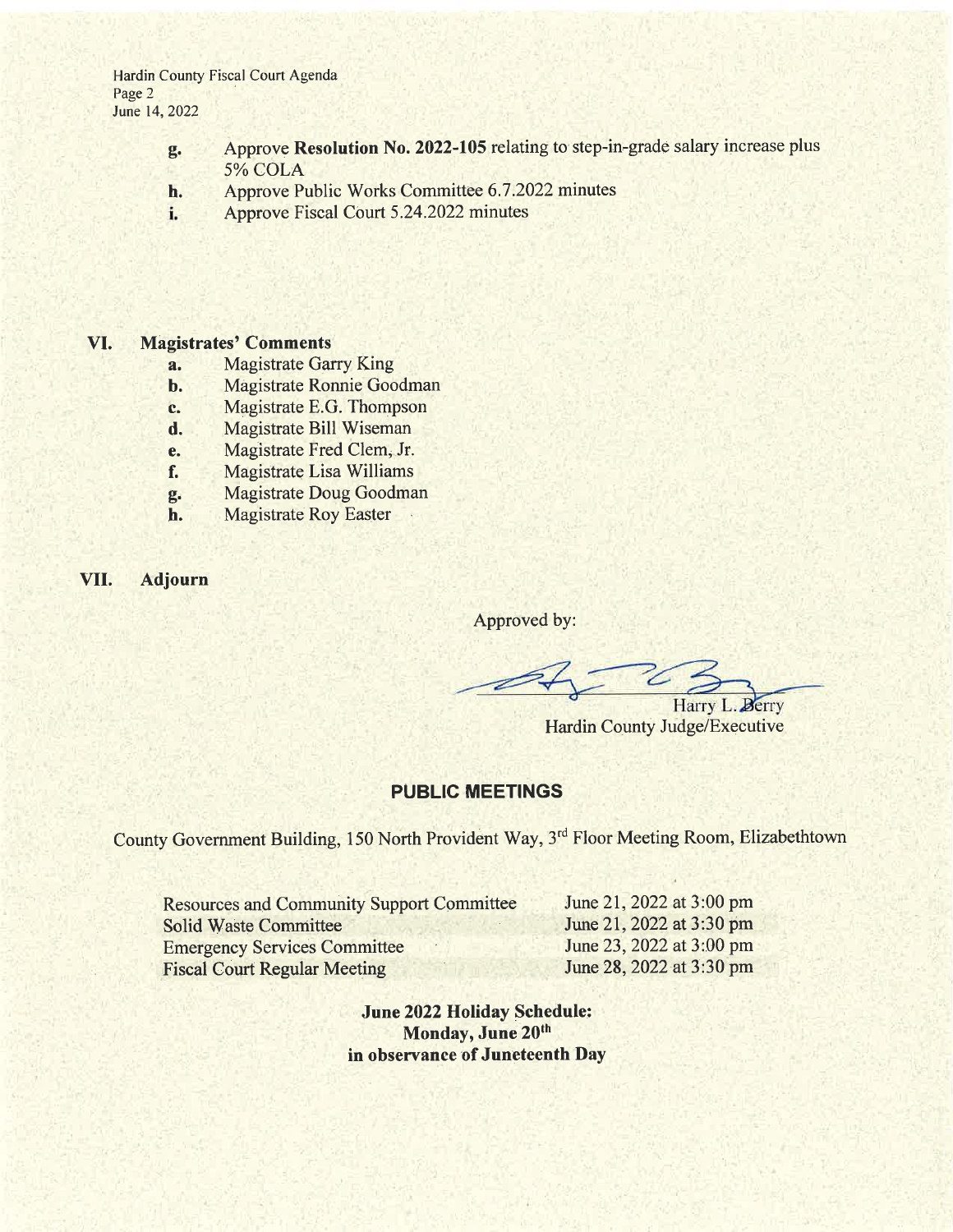g. Approve **Resolution No. 2022-105** relating to step-in-grade salary increase plus 5% COLA
h. Approve Public Works Committee 6.7.2022 minutes
i. Approve Fiscal Court 5.24.2022 minutes

## VI. Magistrates' Comments

a. Magistrate Garry King
b. Magistrate Ronnie Goodman
c. Magistrate E.G. Thompson
d. Magistrate Bill Wiseman
e. Magistrate Fred Clem, Jr.
f. Magistrate Lisa Williams
g. Magistrate Doug Goodman
h. Magistrate Roy Easter

## VII. Adjourn

Approved by:

Harry L. Berry
Hardin County Judge/Executive

## PUBLIC MEETINGS

County Government Building, 150 North Provident Way, 3rd Floor Meeting Room, Elizabethtown

| | |
|---|---|
| Resources and Community Support Committee | June 21, 2022 at 3:00 pm |
| Solid Waste Committee | June 21, 2022 at 3:30 pm |
| Emergency Services Committee | June 23, 2022 at 3:00 pm |
| Fiscal Court Regular Meeting | June 28, 2022 at 3:30 pm |

**June 2022 Holiday Schedule:**
**Monday, June 20th**
**in observance of Juneteenth Day**